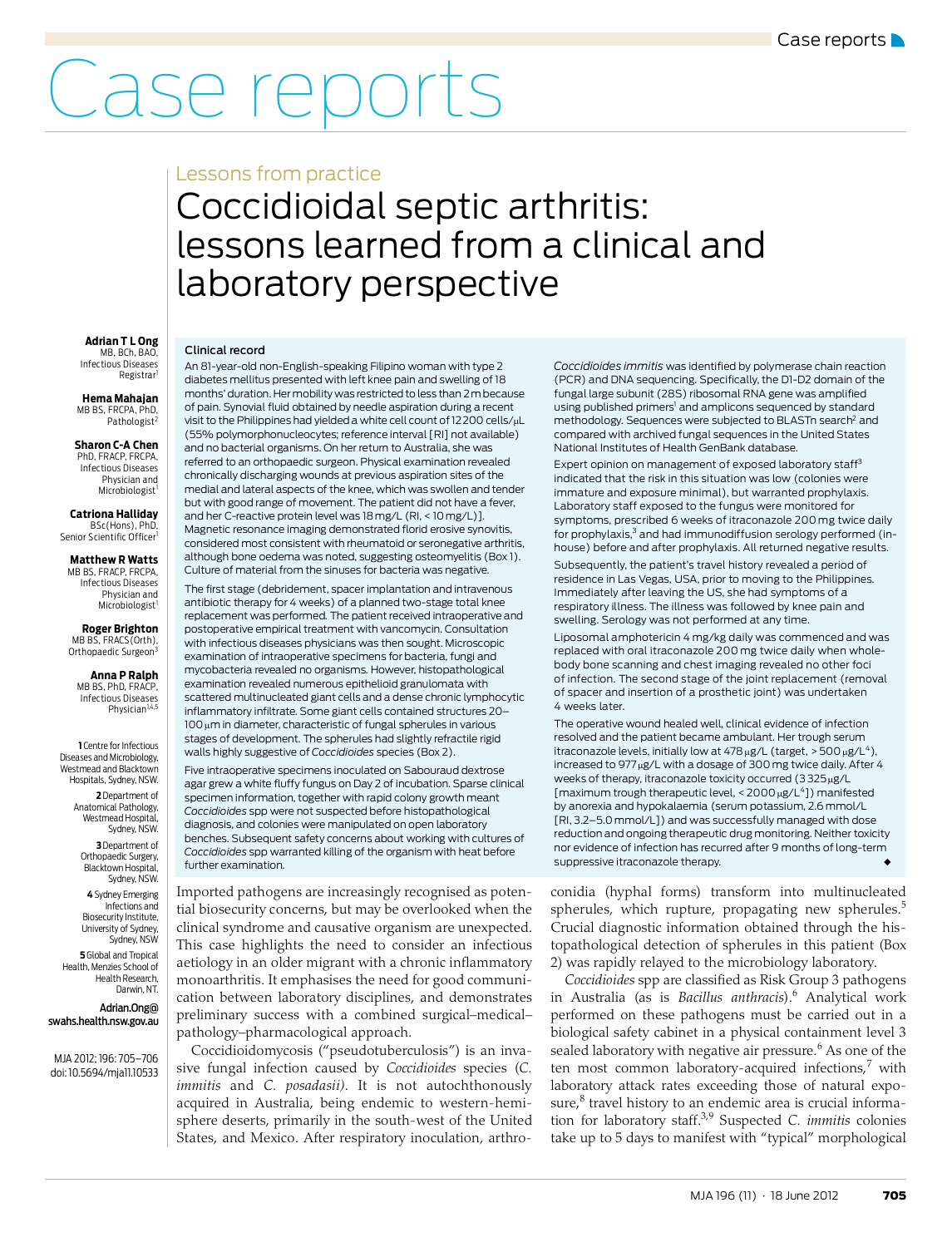# Case reports

## Lessons from practice

# Coccidioidal septic arthritis: lessons learned from a clinical and laboratory perspective

**Adrian T L Ong**
MB, BCh, BAO, Infectious Diseases Registrar[1]

**Hema Mahajan**
MB BS, FRCPA, PhD, Pathologist[2]

**Sharon C-A Chen**
PhD, FRACP, FRCPA, Infectious Diseases Physician and Microbiologist[1]

**Catriona Halliday**
BSc(Hons), PhD, Senior Scientific Officer[1]

**Matthew R Watts**
MB BS, FRACP, FRCPA, Infectious Diseases Physician and Microbiologist[1]

**Roger Brighton**
MB BS, FRACS(Orth), Orthopaedic Surgeon[3]

**Anna P Ralph**
MB BS, PhD, FRACP, Infectious Diseases Physician[1,4,5]

**1** Centre for Infectious Diseases and Microbiology, Westmead and Blacktown Hospitals, Sydney, NSW.
**2** Department of Anatomical Pathology, Westmead Hospital, Sydney, NSW.
**3** Department of Orthopaedic Surgery, Blacktown Hospital, Sydney, NSW.
**4** Sydney Emerging Infections and Biosecurity Institute, University of Sydney, Sydney, NSW
**5** Global and Tropical Health, Menzies School of Health Research, Darwin, NT.

Adrian.Ong@swahs.health.nsw.gov.au

MJA 2012; 196: 705–706
doi: 10.5694/mja11.10533

### Clinical record

An 81-year-old non-English-speaking Filipino woman with type 2 diabetes mellitus presented with left knee pain and swelling of 18 months' duration. Her mobility was restricted to less than 2 m because of pain. Synovial fluid obtained by needle aspiration during a recent visit to the Philippines had yielded a white cell count of 12 200 cells/μL (55% polymorphonucleocytes; reference interval [RI] not available) and no bacterial organisms. On her return to Australia, she was referred to an orthopaedic surgeon. Physical examination revealed chronically discharging wounds at previous aspiration sites of the medial and lateral aspects of the knee, which was swollen and tender but with good range of movement. The patient did not have a fever, and her C-reactive protein level was 18 mg/L (RI, < 10 mg/L)]. Magnetic resonance imaging demonstrated florid erosive synovitis, considered most consistent with rheumatoid or seronegative arthritis, although bone oedema was noted, suggesting osteomyelitis (Box 1). Culture of material from the sinuses for bacteria was negative.

The first stage (debridement, spacer implantation and intravenous antibiotic therapy for 4 weeks) of a planned two-stage total knee replacement was performed. The patient received intraoperative and postoperative empirical treatment with vancomycin. Consultation with infectious diseases physicians was then sought. Microscopic examination of intraoperative specimens for bacteria, fungi and mycobacteria revealed no organisms. However, histopathological examination revealed numerous epithelioid granulomata with scattered multinucleated giant cells and a dense chronic lymphocytic inflammatory infiltrate. Some giant cells contained structures 20–100 μm in diameter, characteristic of fungal spherules in various stages of development. The spherules had slightly refractile rigid walls highly suggestive of *Coccidioides* species (Box 2).

Five intraoperative specimens inoculated on Sabouraud dextrose agar grew a white fluffy fungus on Day 2 of incubation. Sparse clinical specimen information, together with rapid colony growth meant *Coccidioides* spp were not suspected before histopathological diagnosis, and colonies were manipulated on open laboratory benches. Subsequent safety concerns about working with cultures of *Coccidioides* spp warranted killing of the organism with heat before further examination.

*Coccidioides immitis* was identified by polymerase chain reaction (PCR) and DNA sequencing. Specifically, the D1-D2 domain of the fungal large subunit (28S) ribosomal RNA gene was amplified using published primers[1] and amplicons sequenced by standard methodology. Sequences were subjected to BLASTn search[2] and compared with archived fungal sequences in the United States National Institutes of Health GenBank database.

Expert opinion on management of exposed laboratory staff[3] indicated that the risk in this situation was low (colonies were immature and exposure minimal), but warranted prophylaxis. Laboratory staff exposed to the fungus were monitored for symptoms, prescribed 6 weeks of itraconazole 200 mg twice daily for prophylaxis,[3] and had immunodiffusion serology performed (in-house) before and after prophylaxis. All returned negative results.

Subsequently, the patient's travel history revealed a period of residence in Las Vegas, USA, prior to moving to the Philippines. Immediately after leaving the US, she had symptoms of a respiratory illness. The illness was followed by knee pain and swelling. Serology was not performed at any time.

Liposomal amphotericin 4 mg/kg daily was commenced and was replaced with oral itraconazole 200 mg twice daily when whole-body bone scanning and chest imaging revealed no other foci of infection. The second stage of the joint replacement (removal of spacer and insertion of a prosthetic joint) was undertaken 4 weeks later.

The operative wound healed well, clinical evidence of infection resolved and the patient became ambulant. Her trough serum itraconazole levels, initially low at 478 μg/L (target, > 500 μg/L[4]), increased to 977 μg/L with a dosage of 300 mg twice daily. After 4 weeks of therapy, itraconazole toxicity occurred (3 325 μg/L [maximum trough therapeutic level, < 2000 μg/L[4]]) manifested by anorexia and hypokalaemia (serum potassium, 2.6 mmol/L [RI, 3.2–5.0 mmol/L]) and was successfully managed with dose reduction and ongoing therapeutic drug monitoring. Neither toxicity nor evidence of infection has recurred after 9 months of long-term suppressive itraconazole therapy. ◆

Imported pathogens are increasingly recognised as potential biosecurity concerns, but may be overlooked when the clinical syndrome and causative organism are unexpected. This case highlights the need to consider an infectious aetiology in an older migrant with a chronic inflammatory monoarthritis. It emphasises the need for good communication between laboratory disciplines, and demonstrates preliminary success with a combined surgical–medical–pathology–pharmacological approach.

Coccidioidomycosis ("pseudotuberculosis") is an invasive fungal infection caused by *Coccidioides* species (*C. immitis* and *C. posadasii*). It is not autochthonously acquired in Australia, being endemic to western-hemisphere deserts, primarily in the south-west of the United States, and Mexico. After respiratory inoculation, arthroconidia (hyphal forms) transform into multinucleated spherules, which rupture, propagating new spherules.[5] Crucial diagnostic information obtained through the histopathological detection of spherules in this patient (Box 2) was rapidly relayed to the microbiology laboratory.

*Coccidioides* spp are classified as Risk Group 3 pathogens in Australia (as is *Bacillus anthracis*).[6] Analytical work performed on these pathogens must be carried out in a biological safety cabinet in a physical containment level 3 sealed laboratory with negative air pressure.[6] As one of the ten most common laboratory-acquired infections,[7] with laboratory attack rates exceeding those of natural exposure,[8] travel history to an endemic area is crucial information for laboratory staff.[3,9] Suspected *C. immitis* colonies take up to 5 days to manifest with "typical" morphological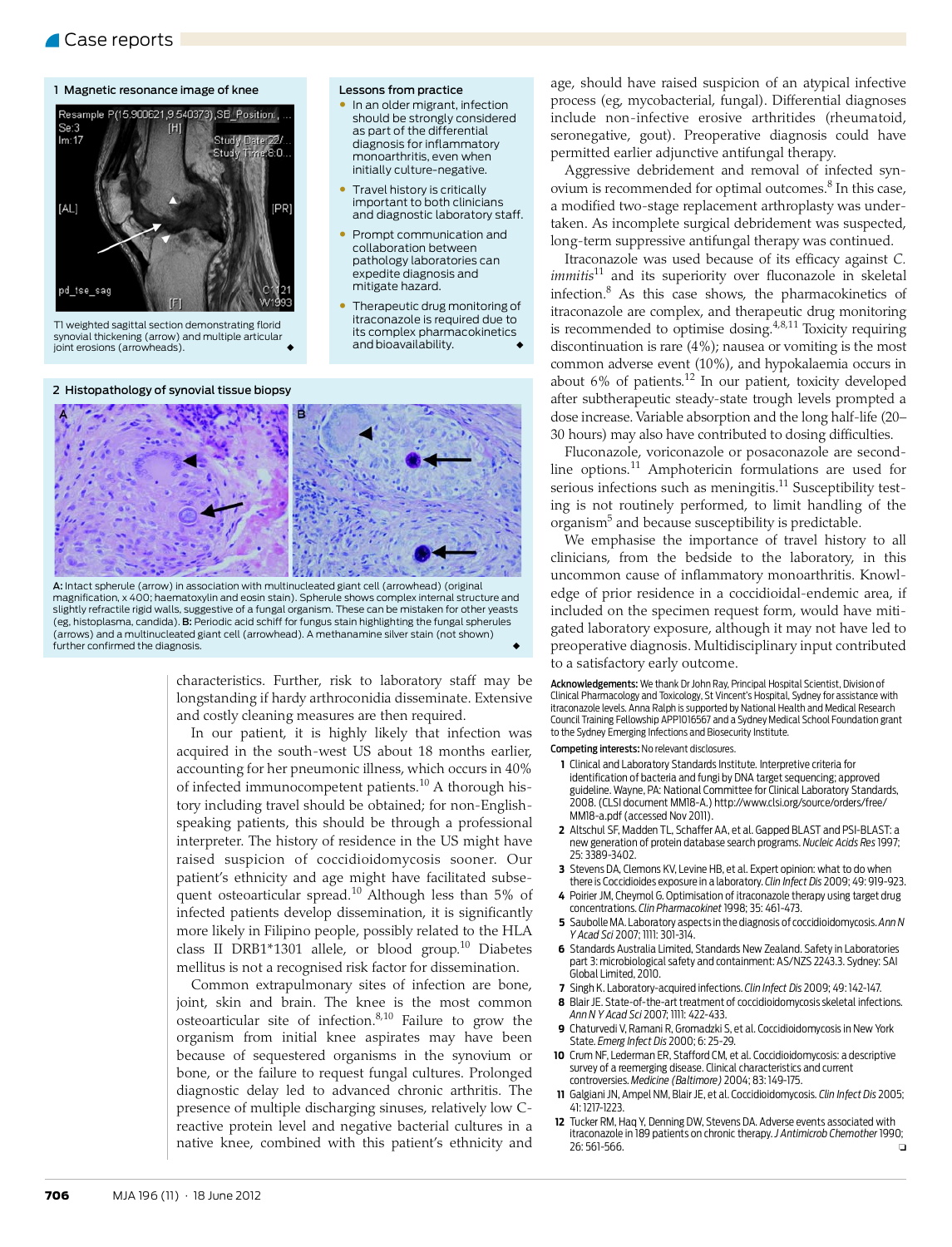## 1 Magnetic resonance image of knee

T1 weighted sagittal section demonstrating florid synovial thickening (arrow) and multiple articular joint erosions (arrowheads).

## Lessons from practice

- In an older migrant, infection should be strongly considered as part of the differential diagnosis for inflammatory monoarthritis, even when initially culture-negative.
- Travel history is critically important to both clinicians and diagnostic laboratory staff.
- Prompt communication and collaboration between pathology laboratories can expedite diagnosis and mitigate hazard.
- Therapeutic drug monitoring of itraconazole is required due to its complex pharmacokinetics and bioavailability.

## 2 Histopathology of synovial tissue biopsy

**A:** Intact spherule (arrow) in association with multinucleated giant cell (arrowhead) (original magnification, x 400; haematoxylin and eosin stain). Spherule shows complex internal structure and slightly refractile rigid walls, suggestive of a fungal organism. These can be mistaken for other yeasts (eg, histoplasma, candida). **B:** Periodic acid schiff for fungus stain highlighting the fungal spherules (arrows) and a multinucleated giant cell (arrowhead). A methanamine silver stain (not shown) further confirmed the diagnosis.

characteristics. Further, risk to laboratory staff may be longstanding if hardy arthroconidia disseminate. Extensive and costly cleaning measures are then required.

In our patient, it is highly likely that infection was acquired in the south-west US about 18 months earlier, accounting for her pneumonic illness, which occurs in 40% of infected immunocompetent patients.[10] A thorough history including travel should be obtained; for non-English-speaking patients, this should be through a professional interpreter. The history of residence in the US might have raised suspicion of coccidioidomycosis sooner. Our patient's ethnicity and age might have facilitated subsequent osteoarticular spread.[10] Although less than 5% of infected patients develop dissemination, it is significantly more likely in Filipino people, possibly related to the HLA class II DRB1*1301 allele, or blood group.[10] Diabetes mellitus is not a recognised risk factor for dissemination.

Common extrapulmonary sites of infection are bone, joint, skin and brain. The knee is the most common osteoarticular site of infection.[8,10] Failure to grow the organism from initial knee aspirates may have been because of sequestered organisms in the synovium or bone, or the failure to request fungal cultures. Prolonged diagnostic delay led to advanced chronic arthritis. The presence of multiple discharging sinuses, relatively low C-reactive protein level and negative bacterial cultures in a native knee, combined with this patient's ethnicity and age, should have raised suspicion of an atypical infective process (eg, mycobacterial, fungal). Differential diagnoses include non-infective erosive arthritides (rheumatoid, seronegative, gout). Preoperative diagnosis could have permitted earlier adjunctive antifungal therapy.

Aggressive debridement and removal of infected synovium is recommended for optimal outcomes.[8] In this case, a modified two-stage replacement arthroplasty was undertaken. As incomplete surgical debridement was suspected, long-term suppressive antifungal therapy was continued.

Itraconazole was used because of its efficacy against *C. immitis*[11] and its superiority over fluconazole in skeletal infection.[8] As this case shows, the pharmacokinetics of itraconazole are complex, and therapeutic drug monitoring is recommended to optimise dosing.[4,8,11] Toxicity requiring discontinuation is rare (4%); nausea or vomiting is the most common adverse event (10%), and hypokalaemia occurs in about 6% of patients.[12] In our patient, toxicity developed after subtherapeutic steady-state trough levels prompted a dose increase. Variable absorption and the long half-life (20–30 hours) may also have contributed to dosing difficulties.

Fluconazole, voriconazole or posaconazole are second-line options.[11] Amphotericin formulations are used for serious infections such as meningitis.[11] Susceptibility testing is not routinely performed, to limit handling of the organism[5] and because susceptibility is predictable.

We emphasise the importance of travel history to all clinicians, from the bedside to the laboratory, in this uncommon cause of inflammatory monoarthritis. Knowledge of prior residence in a coccidioidal-endemic area, if included on the specimen request form, would have mitigated laboratory exposure, although it may not have led to preoperative diagnosis. Multidisciplinary input contributed to a satisfactory early outcome.

**Acknowledgements:** We thank Dr John Ray, Principal Hospital Scientist, Division of Clinical Pharmacology and Toxicology, St Vincent's Hospital, Sydney for assistance with itraconazole levels. Anna Ralph is supported by National Health and Medical Research Council Training Fellowship APP1016567 and a Sydney Medical School Foundation grant to the Sydney Emerging Infections and Biosecurity Institute.

**Competing interests:** No relevant disclosures.

1. Clinical and Laboratory Standards Institute. Interpretive criteria for identification of bacteria and fungi by DNA target sequencing; approved guideline. Wayne, PA: National Committee for Clinical Laboratory Standards, 2008. (CLSI document MM18-A.) http://www.clsi.org/source/orders/free/MM18-a.pdf (accessed Nov 2011).
2. Altschul SF, Madden TL, Schaffer AA, et al. Gapped BLAST and PSI-BLAST: a new generation of protein database search programs. *Nucleic Acids Res* 1997; 25: 3389-3402.
3. Stevens DA, Clemons KV, Levine HB, et al. Expert opinion: what to do when there is Coccidioides exposure in a laboratory. *Clin Infect Dis* 2009; 49: 919-923.
4. Poirier JM, Cheymol G. Optimisation of itraconazole therapy using target drug concentrations. *Clin Pharmacokinet* 1998; 35: 461-473.
5. Saubolle MA. Laboratory aspects in the diagnosis of coccidioidomycosis. *Ann N Y Acad Sci* 2007; 1111: 301-314.
6. Standards Australia Limited, Standards New Zealand. Safety in Laboratories part 3: microbiological safety and containment: AS/NZS 2243.3. Sydney: SAI Global Limited, 2010.
7. Singh K. Laboratory-acquired infections. *Clin Infect Dis* 2009; 49: 142-147.
8. Blair JE. State-of-the-art treatment of coccidioidomycosis skeletal infections. *Ann N Y Acad Sci* 2007; 1111: 422-433.
9. Chaturvedi V, Ramani R, Gromadzki S, et al. Coccidioidomycosis in New York State. *Emerg Infect Dis* 2000; 6: 25-29.
10. Crum NF, Lederman ER, Stafford CM, et al. Coccidioidomycosis: a descriptive survey of a reemerging disease. Clinical characteristics and current controversies. *Medicine (Baltimore)* 2004; 83: 149-175.
11. Galgiani JN, Ampel NM, Blair JE, et al. Coccidioidomycosis. *Clin Infect Dis* 2005; 41: 1217-1223.
12. Tucker RM, Haq Y, Denning DW, Stevens DA. Adverse events associated with itraconazole in 189 patients on chronic therapy. *J Antimicrob Chemother* 1990; 26: 561-566.